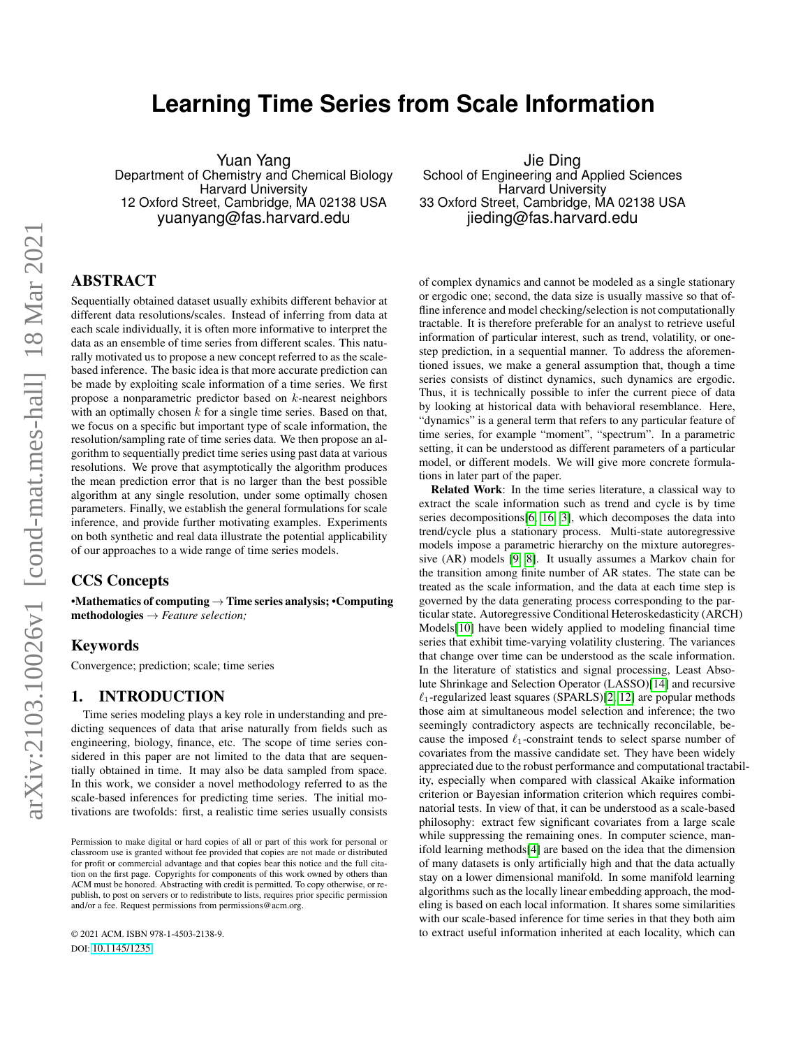# Learning Time Series from Scale Information

Yuan Yang
Department of Chemistry and Chemical Biology
Harvard University
12 Oxford Street, Cambridge, MA 02138 USA
yuanyang@fas.harvard.edu

Jie Ding
School of Engineering and Applied Sciences
Harvard University
33 Oxford Street, Cambridge, MA 02138 USA
jieding@fas.harvard.edu

## ABSTRACT

Sequentially obtained dataset usually exhibits different behavior at different data resolutions/scales. Instead of inferring from data at each scale individually, it is often more informative to interpret the data as an ensemble of time series from different scales. This naturally motivated us to propose a new concept referred to as the scale-based inference. The basic idea is that more accurate prediction can be made by exploiting scale information of a time series. We first propose a nonparametric predictor based on $k$-nearest neighbors with an optimally chosen $k$ for a single time series. Based on that, we focus on a specific but important type of scale information, the resolution/sampling rate of time series data. We then propose an algorithm to sequentially predict time series using past data at various resolutions. We prove that asymptotically the algorithm produces the mean prediction error that is no larger than the best possible algorithm at any single resolution, under some optimally chosen parameters. Finally, we establish the general formulations for scale inference, and provide further motivating examples. Experiments on both synthetic and real data illustrate the potential applicability of our approaches to a wide range of time series models.

## CCS Concepts

•**Mathematics of computing** → **Time series analysis;** •**Computing methodologies** → *Feature selection;*

## Keywords

Convergence; prediction; scale; time series

## 1. INTRODUCTION

Time series modeling plays a key role in understanding and predicting sequences of data that arise naturally from fields such as engineering, biology, finance, etc. The scope of time series considered in this paper are not limited to the data that are sequentially obtained in time. It may also be data sampled from space. In this work, we consider a novel methodology referred to as the scale-based inferences for predicting time series. The initial motivations are twofolds: first, a realistic time series usually consists of complex dynamics and cannot be modeled as a single stationary or ergodic one; second, the data size is usually massive so that offline inference and model checking/selection is not computationally tractable. It is therefore preferable for an analyst to retrieve useful information of particular interest, such as trend, volatility, or one-step prediction, in a sequential manner. To address the aforementioned issues, we make a general assumption that, though a time series consists of distinct dynamics, such dynamics are ergodic. Thus, it is technically possible to infer the current piece of data by looking at historical data with behavioral resemblance. Here, "dynamics" is a general term that refers to any particular feature of time series, for example "moment", "spectrum". In a parametric setting, it can be understood as different parameters of a particular model, or different models. We will give more concrete formulations in later part of the paper.

Permission to make digital or hard copies of all or part of this work for personal or classroom use is granted without fee provided that copies are not made or distributed for profit or commercial advantage and that copies bear this notice and the full citation on the first page. Copyrights for components of this work owned by others than ACM must be honored. Abstracting with credit is permitted. To copy otherwise, or republish, to post on servers or to redistribute to lists, requires prior specific permission and/or a fee. Request permissions from permissions@acm.org.

© 2021 ACM. ISBN 978-1-4503-2138-9.
DOI: 10.1145/1235

**Related Work**: In the time series literature, a classical way to extract the scale information such as trend and cycle is by time series decompositions[6, 16, 3], which decomposes the data into trend/cycle plus a stationary process. Multi-state autoregressive models impose a parametric hierarchy on the mixture autoregressive (AR) models [9, 8]. It usually assumes a Markov chain for the transition among finite number of AR states. The state can be treated as the scale information, and the data at each time step is governed by the data generating process corresponding to the particular state. Autoregressive Conditional Heteroskedasticity (ARCH) Models[10] have been widely applied to modeling financial time series that exhibit time-varying volatility clustering. The variances that change over time can be understood as the scale information. In the literature of statistics and signal processing, Least Absolute Shrinkage and Selection Operator (LASSO)[14] and recursive $\ell_1$-regularized least squares (SPARLS)[2, 12] are popular methods those aim at simultaneous model selection and inference; the two seemingly contradictory aspects are technically reconcilable, because the imposed $\ell_1$-constraint tends to select sparse number of covariates from the massive candidate set. They have been widely appreciated due to the robust performance and computational tractability, especially when compared with classical Akaike information criterion or Bayesian information criterion which requires combinatorial tests. In view of that, it can be understood as a scale-based philosophy: extract few significant covariates from a large scale while suppressing the remaining ones. In computer science, manifold learning methods[4] are based on the idea that the dimension of many datasets is only artificially high and that the data actually stay on a lower dimensional manifold. In some manifold learning algorithms such as the locally linear embedding approach, the modeling is based on each local information. It shares some similarities with our scale-based inference for time series in that they both aim to extract useful information inherited at each locality, which can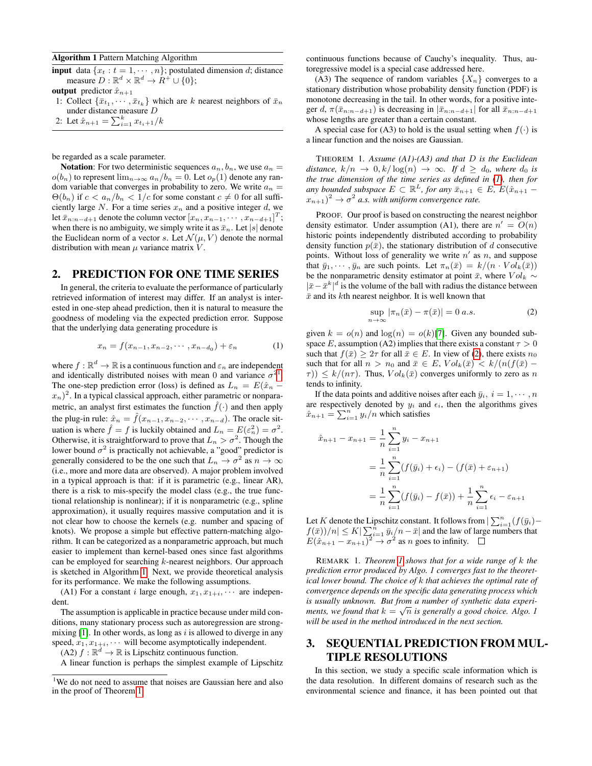**Algorithm 1** Pattern Matching Algorithm

**input** data $\{x_t : t = 1, \cdots, n\}$; postulated dimension $d$; distance measure $D : \mathbb{R}^d \times \mathbb{R}^d \to R^+ \cup \{0\}$;

**output** predictor $\hat{x}_{n+1}$

1: Collect $\{\bar{x}_{t_1}, \cdots, \bar{x}_{t_k}\}$ which are $k$ nearest neighbors of $\bar{x}_n$ under distance measure $D$

2: Let $\hat{x}_{n+1} = \sum_{i=1}^{k} x_{t_i+1}/k$

be regarded as a scale parameter.

**Notation**: For two deterministic sequences $a_n, b_n$, we use $a_n = o(b_n)$ to represent $\lim_{n\to\infty} a_n/b_n = 0$. Let $o_p(1)$ denote any random variable that converges in probability to zero. We write $a_n = \Theta(b_n)$ if $c < a_n/b_n < 1/c$ for some constant $c \neq 0$ for all sufficiently large $N$. For a time series $x_n$ and a positive integer $d$, we let $\bar{x}_{n:n-d+1}$ denote the column vector $[x_n, x_{n-1}, \cdots, x_{n-d+1}]^T$; when there is no ambiguity, we simply write it as $\bar{x}_n$. Let $|s|$ denote the Euclidean norm of a vector $s$. Let $\mathcal{N}(\mu, V)$ denote the normal distribution with mean $\mu$ variance matrix $V$.

## 2. PREDICTION FOR ONE TIME SERIES

In general, the criteria to evaluate the performance of particularly retrieved information of interest may differ. If an analyst is interested in one-step ahead prediction, then it is natural to measure the goodness of modeling via the expected prediction error. Suppose that the underlying data generating procedure is

$$x_n = f(x_{n-1}, x_{n-2}, \cdots, x_{n-d_0}) + \varepsilon_n \tag{1}$$

where $f : \mathbb{R}^d \to \mathbb{R}$ is a continuous function and $\varepsilon_n$ are independent and identically distributed noises with mean 0 and variance $\sigma^2$[1]. The one-step prediction error (loss) is defined as $L_n = E(\hat{x}_n - x_n)^2$. In a typical classical approach, either parametric or nonparametric, an analyst first estimates the function $\hat{f}(\cdot)$ and then apply the plug-in rule: $\hat{x}_n = \hat{f}(x_{n-1}, x_{n-2}, \cdots, x_{n-d})$. The oracle situation is where $\hat{f} = f$ is luckily obtained and $L_n = E(\varepsilon_n^2) = \sigma^2$. Otherwise, it is straightforward to prove that $L_n > \sigma^2$. Though the lower bound $\sigma^2$ is practically not achievable, a "good" predictor is generally considered to be the one such that $L_n \to \sigma^2$ as $n \to \infty$ (i.e., more and more data are observed). A major problem involved in a typical approach is that: if it is parametric (e.g., linear AR), there is a risk to mis-specify the model class (e.g., the true functional relationship is nonlinear); if it is nonparametric (e.g., spline approximation), it usually requires massive computation and it is not clear how to choose the kernels (e.g. number and spacing of knots). We propose a simple but effective pattern-matching algorithm. It can be categorized as a nonparametric approach, but much easier to implement than kernel-based ones since fast algorithms can be employed for searching $k$-nearest neighbors. Our approach is sketched in Algorithm 1. Next, we provide theoretical analysis for its performance. We make the following assumptions.

(A1) For a constant $i$ large enough, $x_1, x_{1+i}, \cdots$ are independent.

The assumption is applicable in practice because under mild conditions, many stationary process such as autoregression are strong-mixing [1]. In other words, as long as $i$ is allowed to diverge in any speed, $x_1, x_{1+i}, \cdots$ will become asymptotically independent.

(A2) $f : \mathbb{R}^d \to \mathbb{R}$ is Lipschitz continuous function.

A linear function is perhaps the simplest example of Lipschitz continuous functions because of Cauchy's inequality. Thus, autoregressive model is a special case addressed here.

(A3) The sequence of random variables $\{X_n\}$ converges to a stationary distribution whose probability density function (PDF) is monotone decreasing in the tail. In other words, for a positive integer $d$, $\pi(\bar{x}_{n:n-d+1})$ is decreasing in $|\bar{x}_{n:n-d+1}|$ for all $\bar{x}_{n:n-d+1}$ whose lengths are greater than a certain constant.

A special case for (A3) to hold is the usual setting when $f(\cdot)$ is a linear function and the noises are Gaussian.

THEOREM 1. *Assume (A1)-(A3) and that $D$ is the Euclidean distance, $k/n \to 0, k/\log(n) \to \infty$. If $d \geq d_0$, where $d_0$ is the true dimension of the time series as defined in (1), then for any bounded subspace $E \subset \mathbb{R}^L$, for any $\bar{x}_{n+1} \in E$, $E(\hat{x}_{n+1} - x_{n+1})^2 \to \sigma^2$ a.s. with uniform convergence rate.*

PROOF. Our proof is based on constructing the nearest neighbor density estimator. Under assumption (A1), there are $n' = O(n)$ historic points independently distributed according to probability density function $p(\bar{x})$, the stationary distribution of $d$ consecutive points. Without loss of generality we write $n'$ as $n$, and suppose that $\bar{y}_1, \cdots, \bar{y}_n$ are such points. Let $\pi_n(\bar{x}) = k/(n \cdot Vol_k(\bar{x}))$ be the nonparametric density estimator at point $\bar{x}$, where $Vol_k \sim |\bar{x} - \bar{x}^k|^d$ is the volume of the ball with radius the distance between $\bar{x}$ and its $k$th nearest neighbor. It is well known that

$$\sup_{n\to\infty} |\pi_n(\bar{x}) - \pi(\bar{x})| = 0 \; a.s. \tag{2}$$

given $k = o(n)$ and $\log(n) = o(k)$[7]. Given any bounded subspace $E$, assumption (A2) implies that there exists a constant $\tau > 0$ such that $f(\bar{x}) \geq 2\tau$ for all $\bar{x} \in E$. In view of (2), there exists $n_0$ such that for all $n > n_0$ and $\bar{x} \in E$, $Vol_k(\bar{x}) < k/(n(f(\bar{x}) - \tau)) \leq k/(n\tau)$. Thus, $Vol_k(\bar{x})$ converges uniformly to zero as $n$ tends to infinity.

If the data points and additive noises after each $\bar{y}_i$, $i = 1, \cdots, n$ are respectively denoted by $y_i$ and $\epsilon_i$, then the algorithms gives $\hat{x}_{n+1} = \sum_{i=1}^{n} y_i/n$ which satisfies

$$\begin{aligned}
\hat{x}_{n+1} - x_{n+1} &= \frac{1}{n}\sum_{i=1}^{n} y_i - x_{n+1} \\
&= \frac{1}{n}\sum_{i=1}^{n}(f(\bar{y}_i) + \epsilon_i) - (f(\bar{x}) + \varepsilon_{n+1}) \\
&= \frac{1}{n}\sum_{i=1}^{n}(f(\bar{y}_i) - f(\bar{x})) + \frac{1}{n}\sum_{i=1}^{n}\epsilon_i - \varepsilon_{n+1}
\end{aligned}$$

Let $K$ denote the Lipschitz constant. It follows from $|\sum_{i=1}^{n}(f(\bar{y}_i) - f(\bar{x}))/n| \leq K|\sum_{i=1}^{n}\bar{y}_i/n - \bar{x}|$ and the law of large numbers that $E(\hat{x}_{n+1} - x_{n+1})^2 \to \sigma^2$ as $n$ goes to infinity. $\square$

REMARK 1. *Theorem 1 shows that for a wide range of $k$ the prediction error produced by Algo. 1 converges fast to the theoretical lower bound. The choice of $k$ that achieves the optimal rate of convergence depends on the specific data generating process which is usually unknown. But from a number of synthetic data experiments, we found that $k = \sqrt{n}$ is generally a good choice. Algo. 1 will be used in the method introduced in the next section.*

## 3. SEQUENTIAL PREDICTION FROM MULTIPLE RESOLUTIONS

In this section, we study a specific scale information which is the data resolution. In different domains of research such as the environmental science and finance, it has been pointed out that

[1] We do not need to assume that noises are Gaussian here and also in the proof of Theorem 1.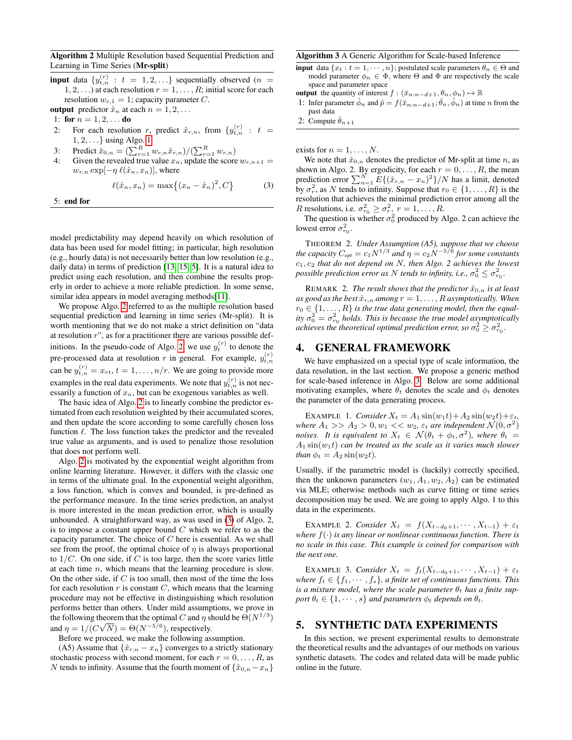**Algorithm 2** Multiple Resolution based Sequential Prediction and Learning in Time Series (**Mr-split**)

**input** data $\{y_{t,n}^{(r)} : t = 1, 2, \ldots\}$ sequentially observed ($n = 1, 2, \ldots$) at each resolution $r = 1, \ldots, R$; initial score for each resolution $w_{r,1} = 1$; capacity parameter $C$.
**output** predictor $\hat{x}_n$ at each $n = 1, 2, \ldots$

1: **for** $n = 1, 2, \ldots$ **do**
2: For each resolution $r$, predict $\hat{x}_{r,n}$, from $\{y_{t,n}^{(r)} : t = 1, 2, \ldots\}$ using Algo. 1
3: Predict $\hat{x}_{0,n} = (\sum_{r=1}^{R} w_{r,n}\hat{x}_{r,n})/(\sum_{r=1}^{R} w_{r,n})$
4: Given the revealed true value $x_n$, update the score $w_{r,n+1} = w_{r,n}\exp[-\eta\, \ell(\hat{x}_n, x_n)]$, where
$$\ell(\hat{x}_n, x_n) = \max\big\{(x_n - \hat{x}_n)^2, C\big\} \tag{3}$$
5: **end for**

model predictability may depend heavily on which resolution of data has been used for model fitting; in particular, high resolution (e.g., hourly data) is not necessarily better than low resolution (e.g., daily data) in terms of prediction [13, 15, 5]. It is a natural idea to predict using each resolution, and then combine the results properly in order to achieve a more reliable prediction. In some sense, similar idea appears in model averaging methods[11].

We propose Algo. 2 referred to as the multiple resolution based sequential prediction and learning in time series (Mr-split). It is worth mentioning that we do not make a strict definition on "data at resolution $r$", as for a practitioner there are various possible definitions. In the pseudo-code of Algo. 2, we use $y_t^{(r)}$ to denote the pre-processed data at resolution $r$ in general. For example, $y_{t,n}^{(r)}$ can be $y_{t,n}^{(r)} = x_{rt}$, $t = 1, \ldots, n/r$. We are going to provide more examples in the real data experiments. We note that $y_{t,n}^{(r)}$ is not necessarily a function of $x_n$, but can be exogenous variables as well.

The basic idea of Algo. 2 is to linearly combine the predictor estimated from each resolution weighted by their accumulated scores, and then update the score according to some carefully chosen loss function $\ell$. The loss function takes the predictor and the revealed true value as arguments, and is used to penalize those resolution that does not perform well.

Algo. 2 is motivated by the exponential weight algorithm from online learning literature. However, it differs with the classic one in terms of the ultimate goal. In the exponential weight algorithm, a loss function, which is convex and bounded, is pre-defined as the performance measure. In the time series prediction, an analyst is more interested in the mean prediction error, which is usually unbounded. A straightforward way, as was used in (3) of Algo. 2, is to impose a constant upper bound $C$ which we refer to as the capacity parameter. The choice of $C$ here is essential. As we shall see from the proof, the optimal choice of $\eta$ is always proportional to $1/C$. On one side, if $C$ is too large, then the score varies little at each time $n$, which means that the learning procedure is slow. On the other side, if $C$ is too small, then most of the time the loss for each resolution $r$ is constant $C$, which means that the learning procedure may not be effective in distinguishing which resolution performs better than others. Under mild assumptions, we prove in the following theorem that the optimal $C$ and $\eta$ should be $\Theta(N^{1/3})$ and $\eta = 1/(C\sqrt{N}) = \Theta(N^{-5/6})$, respectively.

Before we proceed, we make the following assumption.

(A5) Assume that $\{\hat{x}_{r,n} - x_n\}$ converges to a strictly stationary stochastic process with second moment, for each $r = 0, \ldots, R$, as $N$ tends to infinity. Assume that the fourth moment of $\{\hat{x}_{0,n} - x_n\}$ exists for $n = 1, \ldots, N$.

We note that $\hat{x}_{0,n}$ denotes the predictor of Mr-split at time $n$, as shown in Algo. 2. By ergodicity, for each $r = 0, \ldots, R$, the mean prediction error $\sum_{n=1}^{N} E\{(\hat{x}_{r,n} - x_n)^2\}/N$ has a limit, denoted by $\sigma_r^2$, as $N$ tends to infinity. Suppose that $r_0 \in \{1, \ldots, R\}$ is the resolution that achieves the minimal prediction error among all the $R$ resolutions, i.e. $\sigma_{r_0}^2 \geq \sigma_r^2$, $r = 1, \ldots, R$.

The question is whether $\sigma_0^2$ produced by Algo. 2 can achieve the lowest error $\sigma_{r_0}^2$.

THEOREM 2. *Under Assumption (A5), suppose that we choose the capacity $C_{opt} = c_1 N^{1/3}$ and $\eta = c_2 N^{-5/6}$ for some constants $c_1, c_2$ that do not depend on $N$, then Algo. 2 achieves the lowest possible prediction error as $N$ tends to infinity, i.e., $\sigma_0^2 \leq \sigma_{r_0}^2$.*

REMARK 2. *The result shows that the predictor $\hat{x}_{0,n}$ is at least as good as the best $\hat{x}_{r,n}$ among $r = 1, \ldots, R$ asymptotically. When $r_0 \in \{1, \ldots, R\}$ is the true data generating model, then the equality $\sigma_0^2 = \sigma_{r_0}^2$ holds. This is because the true model asymptotically achieves the theoretical optimal prediction error, so $\sigma_0^2 \geq \sigma_{r_0}^2$.*

**Algorithm 3** A Generic Algorithm for Scale-based Inference

**input** data $\{x_t : t = 1, \cdots, n\}$; postulated scale parameters $\theta_n \in \Theta$ and model parameter $\phi_n \in \Phi$, where $\Theta$ and $\Phi$ are respectively the scale space and parameter space
**output** the quantity of interest $f : (\bar{x}_{n:n-d+1}, \theta_n, \phi_n) \mapsto \mathbb{R}$

1: Infer parameter $\hat{\phi}_n$ and $\hat{p} = f(\bar{x}_{n:n-d+1}; \hat{\theta}_n, \hat{\phi}_n)$ at time $n$ from the past data
2: Compute $\hat{\theta}_{n+1}$

# 4. GENERAL FRAMEWORK

We have emphasized on a special type of scale information, the data resolution, in the last section. We propose a generic method for scale-based inference in Algo. 3. Below are some additional motivating examples, where $\theta_t$ denotes the scale and $\phi_t$ denotes the parameter of the data generating process.

EXAMPLE 1. *Consider $X_t = A_1\sin(w_1 t) + A_2\sin(w_2 t) + \varepsilon_t$, where $A_1 >> A_2 > 0, w_1 << w_2$, $\varepsilon_t$ are independent $\mathcal{N}(0, \sigma^2)$ noises. It is equivalent to $X_t \in \mathcal{N}(\theta_t + \phi_t, \sigma^2)$, where $\theta_t = A_1\sin(w_1 t)$ can be treated as the scale as it varies much slower than $\phi_t = A_2\sin(w_2 t)$.*

Usually, if the parametric model is (luckily) correctly specified, then the unknown parameters $(w_1, A_1, w_2, A_2)$ can be estimated via MLE; otherwise methods such as curve fitting or time series decomposition may be used. We are going to apply Algo. 1 to this data in the experiments.

EXAMPLE 2. *Consider $X_t = f(X_{t-d_0+1}, \cdots, X_{t-1}) + \varepsilon_t$ where $f(\cdot)$ is any linear or nonlinear continuous function. There is no scale in this case. This example is coined for comparison with the next one.*

EXAMPLE 3. *Consider $X_t = f_t(X_{t-d_0+1}, \cdots, X_{t-1}) + \varepsilon_t$ where $f_t \in \{f_1, \cdots, f_s\}$, a finite set of continuous functions. This is a mixture model, where the scale parameter $\theta_t$ has a finite support $\theta_t \in \{1, \cdots, s\}$ and parameters $\phi_t$ depends on $\theta_t$.*

# 5. SYNTHETIC DATA EXPERIMENTS

In this section, we present experimental results to demonstrate the theoretical results and the advantages of our methods on various synthetic datasets. The codes and related data will be made public online in the future.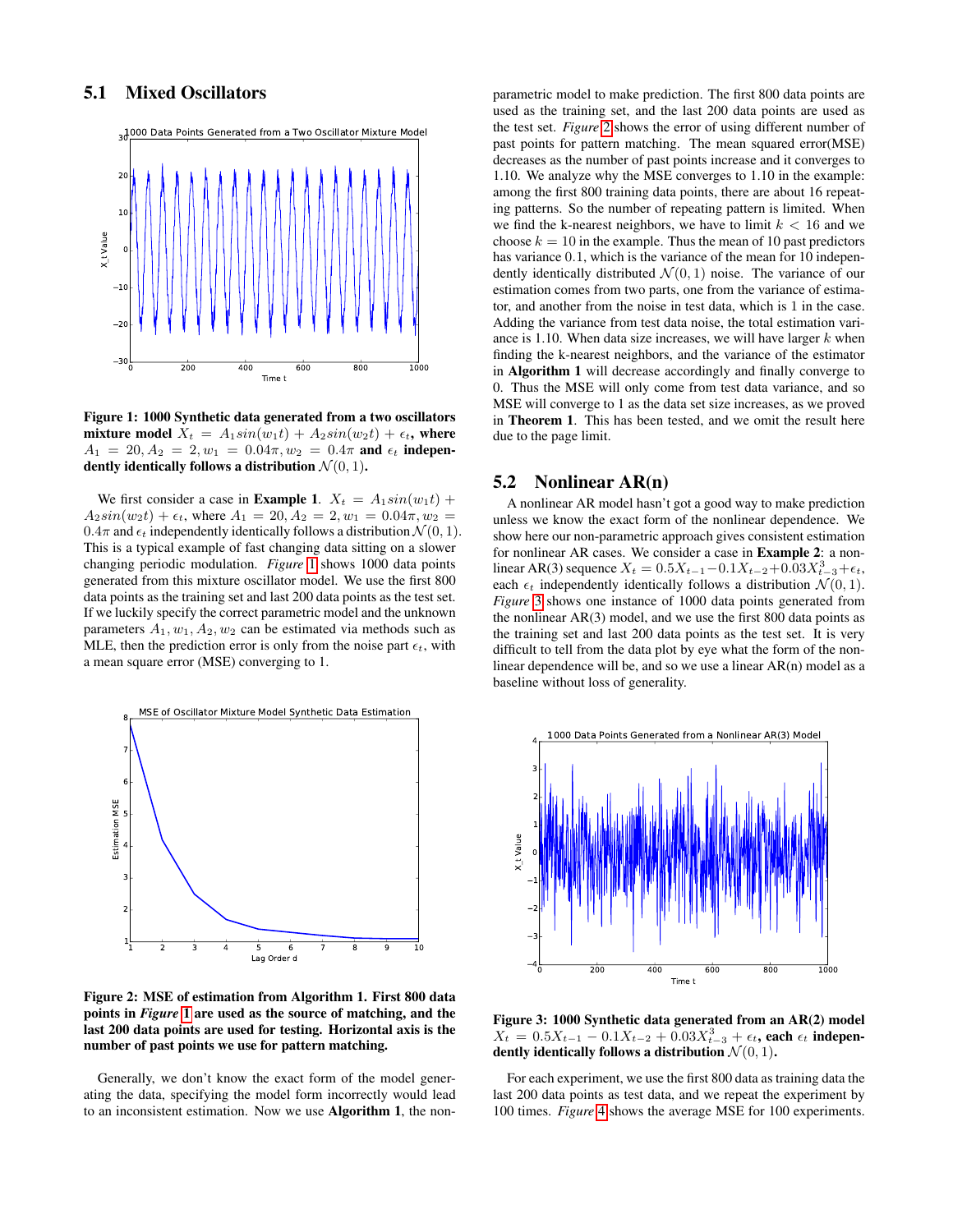## 5.1 Mixed Oscillators

**Figure 1: 1000 Synthetic data generated from a two oscillators mixture model $X_t = A_1 sin(w_1 t) + A_2 sin(w_2 t) + \epsilon_t$, where $A_1 = 20, A_2 = 2, w_1 = 0.04\pi, w_2 = 0.4\pi$ and $\epsilon_t$ independently identically follows a distribution $\mathcal{N}(0, 1)$.**

We first consider a case in **Example 1**. $X_t = A_1 sin(w_1 t) + A_2 sin(w_2 t) + \epsilon_t$, where $A_1 = 20, A_2 = 2, w_1 = 0.04\pi, w_2 = 0.4\pi$ and $\epsilon_t$ independently identically follows a distribution $\mathcal{N}(0, 1)$. This is a typical example of fast changing data sitting on a slower changing periodic modulation. *Figure* 1 shows 1000 data points generated from this mixture oscillator model. We use the first 800 data points as the training set and last 200 data points as the test set. If we luckily specify the correct parametric model and the unknown parameters $A_1, w_1, A_2, w_2$ can be estimated via methods such as MLE, then the prediction error is only from the noise part $\epsilon_t$, with a mean square error (MSE) converging to 1.

**Figure 2: MSE of estimation from Algorithm 1. First 800 data points in *Figure* 1 are used as the source of matching, and the last 200 data points are used for testing. Horizontal axis is the number of past points we use for pattern matching.**

Generally, we don't know the exact form of the model generating the data, specifying the model form incorrectly would lead to an inconsistent estimation. Now we use **Algorithm 1**, the non-parametric model to make prediction. The first 800 data points are used as the training set, and the last 200 data points are used as the test set. *Figure* 2 shows the error of using different number of past points for pattern matching. The mean squared error(MSE) decreases as the number of past points increase and it converges to 1.10. We analyze why the MSE converges to 1.10 in the example: among the first 800 training data points, there are about 16 repeating patterns. So the number of repeating pattern is limited. When we find the k-nearest neighbors, we have to limit $k < 16$ and we choose $k = 10$ in the example. Thus the mean of 10 past predictors has variance 0.1, which is the variance of the mean for 10 independently identically distributed $\mathcal{N}(0, 1)$ noise. The variance of our estimation comes from two parts, one from the variance of estimator, and another from the noise in test data, which is 1 in the case. Adding the variance from test data noise, the total estimation variance is 1.10. When data size increases, we will have larger $k$ when finding the k-nearest neighbors, and the variance of the estimator in **Algorithm 1** will decrease accordingly and finally converge to 0. Thus the MSE will only come from test data variance, and so MSE will converge to 1 as the data set size increases, as we proved in **Theorem 1**. This has been tested, and we omit the result here due to the page limit.

## 5.2 Nonlinear AR(n)

A nonlinear AR model hasn't got a good way to make prediction unless we know the exact form of the nonlinear dependence. We show here our non-parametric approach gives consistent estimation for nonlinear AR cases. We consider a case in **Example 2**: a nonlinear AR(3) sequence $X_t = 0.5X_{t-1} - 0.1X_{t-2} + 0.03X_{t-3}^3 + \epsilon_t$, each $\epsilon_t$ independently identically follows a distribution $\mathcal{N}(0, 1)$. *Figure* 3 shows one instance of 1000 data points generated from the nonlinear AR(3) model, and we use the first 800 data points as the training set and last 200 data points as the test set. It is very difficult to tell from the data plot by eye what the form of the nonlinear dependence will be, and so we use a linear AR(n) model as a baseline without loss of generality.

**Figure 3: 1000 Synthetic data generated from an AR(2) model $X_t = 0.5X_{t-1} - 0.1X_{t-2} + 0.03X_{t-3}^3 + \epsilon_t$, each $\epsilon_t$ independently identically follows a distribution $\mathcal{N}(0, 1)$.**

For each experiment, we use the first 800 data as training data the last 200 data points as test data, and we repeat the experiment by 100 times. *Figure* 4 shows the average MSE for 100 experiments.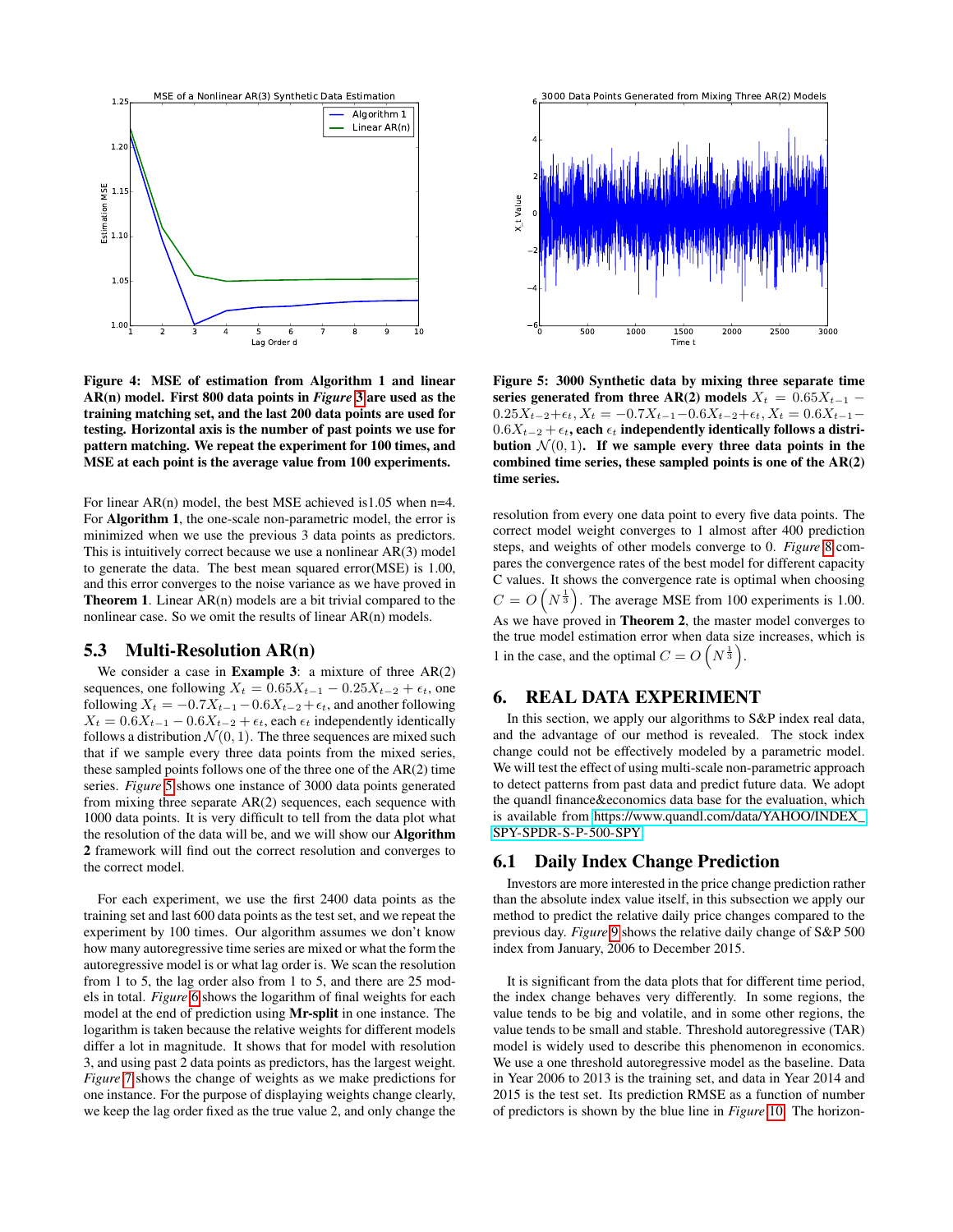**Figure 4: MSE of estimation from Algorithm 1 and linear AR(n) model. First 800 data points in *Figure* 3 are used as the training matching set, and the last 200 data points are used for testing. Horizontal axis is the number of past points we use for pattern matching. We repeat the experiment for 100 times, and MSE at each point is the average value from 100 experiments.**

For linear AR(n) model, the best MSE achieved is1.05 when n=4. For **Algorithm 1**, the one-scale non-parametric model, the error is minimized when we use the previous 3 data points as predictors. This is intuitively correct because we use a nonlinear AR(3) model to generate the data. The best mean squared error(MSE) is 1.00, and this error converges to the noise variance as we have proved in **Theorem 1**. Linear AR(n) models are a bit trivial compared to the nonlinear case. So we omit the results of linear AR(n) models.

## 5.3 Multi-Resolution AR(n)

We consider a case in **Example 3**: a mixture of three AR(2) sequences, one following $X_t = 0.65X_{t-1} - 0.25X_{t-2} + \epsilon_t$, one following $X_t = -0.7X_{t-1} - 0.6X_{t-2} + \epsilon_t$, and another following $X_t = 0.6X_{t-1} - 0.6X_{t-2} + \epsilon_t$, each $\epsilon_t$ independently identically follows a distribution $\mathcal{N}(0,1)$. The three sequences are mixed such that if we sample every three data points from the mixed series, these sampled points follows one of the three one of the AR(2) time series. *Figure* 5 shows one instance of 3000 data points generated from mixing three separate AR(2) sequences, each sequence with 1000 data points. It is very difficult to tell from the data plot what the resolution of the data will be, and we will show our **Algorithm 2** framework will find out the correct resolution and converges to the correct model.

For each experiment, we use the first 2400 data points as the training set and last 600 data points as the test set, and we repeat the experiment by 100 times. Our algorithm assumes we don't know how many autoregressive time series are mixed or what the form the autoregressive model is or what lag order is. We scan the resolution from 1 to 5, the lag order also from 1 to 5, and there are 25 models in total. *Figure* 6 shows the logarithm of final weights for each model at the end of prediction using **Mr-split** in one instance. The logarithm is taken because the relative weights for different models differ a lot in magnitude. It shows that for model with resolution 3, and using past 2 data points as predictors, has the largest weight. *Figure* 7 shows the change of weights as we make predictions for one instance. For the purpose of displaying weights change clearly, we keep the lag order fixed as the true value 2, and only change the

**Figure 5: 3000 Synthetic data by mixing three separate time series generated from three AR(2) models $X_t = 0.65X_{t-1} - 0.25X_{t-2} + \epsilon_t$, $X_t = -0.7X_{t-1} - 0.6X_{t-2} + \epsilon_t$, $X_t = 0.6X_{t-1} - 0.6X_{t-2} + \epsilon_t$, each $\epsilon_t$ independently identically follows a distribution $\mathcal{N}(0,1)$. If we sample every three data points in the combined time series, these sampled points is one of the AR(2) time series.**

resolution from every one data point to every five data points. The correct model weight converges to 1 almost after 400 prediction steps, and weights of other models converge to 0. *Figure* 8 compares the convergence rates of the best model for different capacity C values. It shows the convergence rate is optimal when choosing $C = O\left(N^{\frac{1}{3}}\right)$. The average MSE from 100 experiments is 1.00. As we have proved in **Theorem 2**, the master model converges to the true model estimation error when data size increases, which is 1 in the case, and the optimal $C = O\left(N^{\frac{1}{3}}\right)$.

# 6. REAL DATA EXPERIMENT

In this section, we apply our algorithms to S&P index real data, and the advantage of our method is revealed. The stock index change could not be effectively modeled by a parametric model. We will test the effect of using multi-scale non-parametric approach to detect patterns from past data and predict future data. We adopt the quandl finance&economics data base for the evaluation, which is available from https://www.quandl.com/data/YAHOO/INDEX_SPY-SPDR-S-P-500-SPY

## 6.1 Daily Index Change Prediction

Investors are more interested in the price change prediction rather than the absolute index value itself, in this subsection we apply our method to predict the relative daily price changes compared to the previous day. *Figure* 9 shows the relative daily change of S&P 500 index from January, 2006 to December 2015.

It is significant from the data plots that for different time period, the index change behaves very differently. In some regions, the value tends to be big and volatile, and in some other regions, the value tends to be small and stable. Threshold autoregressive (TAR) model is widely used to describe this phenomenon in economics. We use a one threshold autoregressive model as the baseline. Data in Year 2006 to 2013 is the training set, and data in Year 2014 and 2015 is the test set. Its prediction RMSE as a function of number of predictors is shown by the blue line in *Figure* 10. The horizon-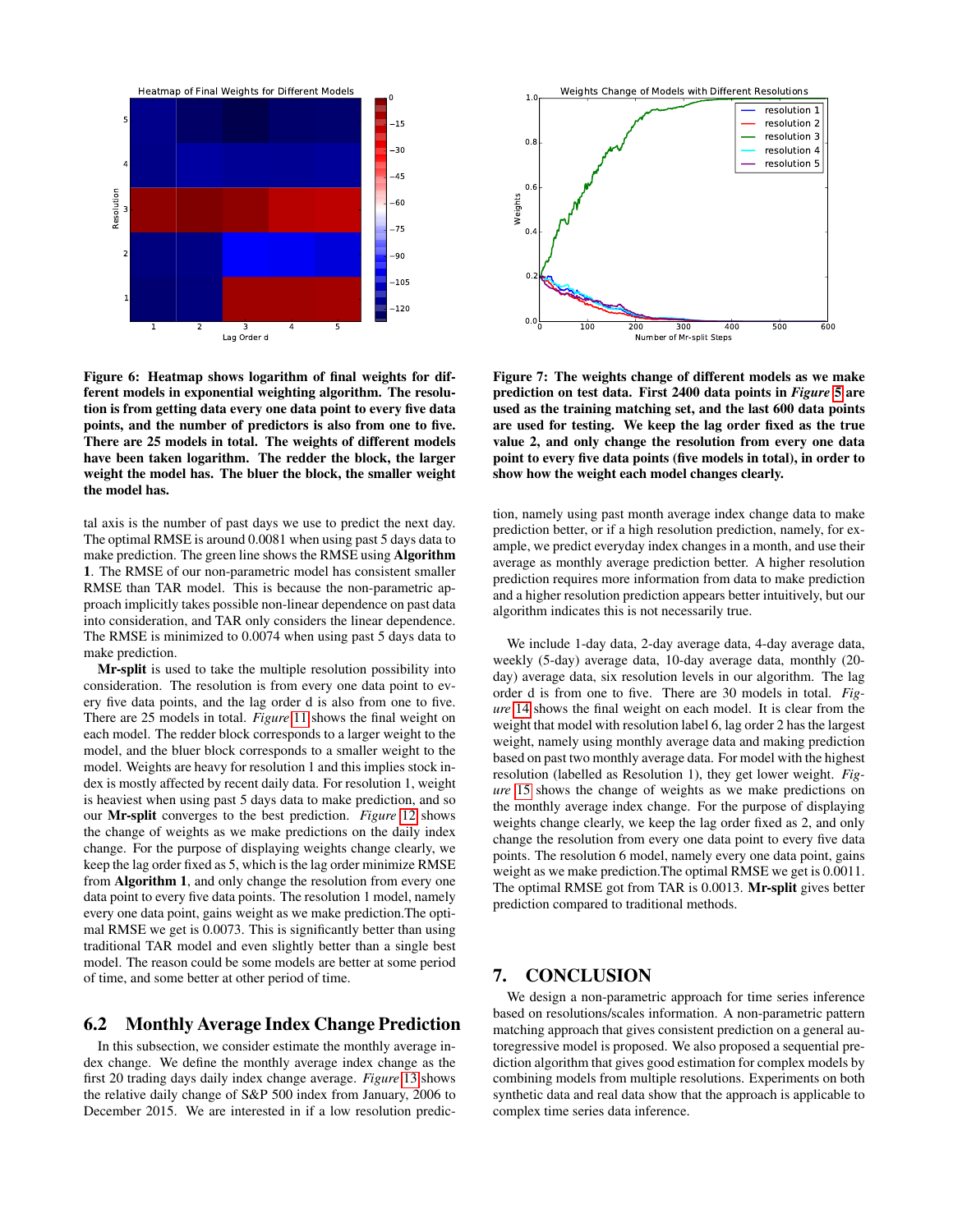Figure 6: Heatmap shows logarithm of final weights for different models in exponential weighting algorithm. The resolution is from getting data every one data point to every five data points, and the number of predictors is also from one to five. There are 25 models in total. The weights of different models have been taken logarithm. The redder the block, the larger weight the model has. The bluer the block, the smaller weight the model has.

Figure 7: The weights change of different models as we make prediction on test data. First 2400 data points in *Figure* 5 are used as the training matching set, and the last 600 data points are used for testing. We keep the lag order fixed as the true value 2, and only change the resolution from every one data point to every five data points (five models in total), in order to show how the weight each model changes clearly.

tal axis is the number of past days we use to predict the next day. The optimal RMSE is around 0.0081 when using past 5 days data to make prediction. The green line shows the RMSE using **Algorithm 1**. The RMSE of our non-parametric model has consistent smaller RMSE than TAR model. This is because the non-parametric approach implicitly takes possible non-linear dependence on past data into consideration, and TAR only considers the linear dependence. The RMSE is minimized to 0.0074 when using past 5 days data to make prediction.

**Mr-split** is used to take the multiple resolution possibility into consideration. The resolution is from every one data point to every five data points, and the lag order d is also from one to five. There are 25 models in total. *Figure* 11 shows the final weight on each model. The redder block corresponds to a larger weight to the model, and the bluer block corresponds to a smaller weight to the model. Weights are heavy for resolution 1 and this implies stock index is mostly affected by recent daily data. For resolution 1, weight is heaviest when using past 5 days data to make prediction, and so our **Mr-split** converges to the best prediction. *Figure* 12 shows the change of weights as we make predictions on the daily index change. For the purpose of displaying weights change clearly, we keep the lag order fixed as 5, which is the lag order minimize RMSE from **Algorithm 1**, and only change the resolution from every one data point to every five data points. The resolution 1 model, namely every one data point, gains weight as we make prediction.The optimal RMSE we get is 0.0073. This is significantly better than using traditional TAR model and even slightly better than a single best model. The reason could be some models are better at some period of time, and some better at other period of time.

## 6.2 Monthly Average Index Change Prediction

In this subsection, we consider estimate the monthly average index change. We define the monthly average index change as the first 20 trading days daily index change average. *Figure* 13 shows the relative daily change of S&P 500 index from January, 2006 to December 2015. We are interested in if a low resolution prediction, namely using past month average index change data to make prediction better, or if a high resolution prediction, namely, for example, we predict everyday index changes in a month, and use their average as monthly average prediction better. A higher resolution prediction requires more information from data to make prediction and a higher resolution prediction appears better intuitively, but our algorithm indicates this is not necessarily true.

We include 1-day data, 2-day average data, 4-day average data, weekly (5-day) average data, 10-day average data, monthly (20-day) average data, six resolution levels in our algorithm. The lag order d is from one to five. There are 30 models in total. *Figure* 14 shows the final weight on each model. It is clear from the weight that model with resolution label 6, lag order 2 has the largest weight, namely using monthly average data and making prediction based on past two monthly average data. For model with the highest resolution (labelled as Resolution 1), they get lower weight. *Figure* 15 shows the change of weights as we make predictions on the monthly average index change. For the purpose of displaying weights change clearly, we keep the lag order fixed as 2, and only change the resolution from every one data point to every five data points. The resolution 6 model, namely every one data point, gains weight as we make prediction.The optimal RMSE we get is 0.0011. The optimal RMSE got from TAR is 0.0013. **Mr-split** gives better prediction compared to traditional methods.

# 7. CONCLUSION

We design a non-parametric approach for time series inference based on resolutions/scales information. A non-parametric pattern matching approach that gives consistent prediction on a general autoregressive model is proposed. We also proposed a sequential prediction algorithm that gives good estimation for complex models by combining models from multiple resolutions. Experiments on both synthetic data and real data show that the approach is applicable to complex time series data inference.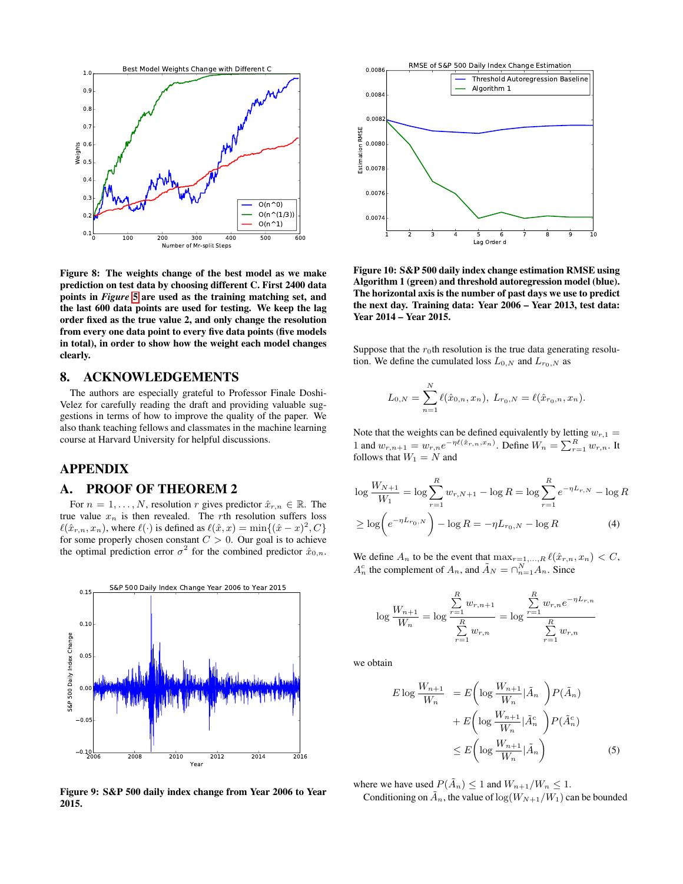**Figure 8: The weights change of the best model as we make prediction on test data by choosing different C. First 2400 data points in *Figure* 5 are used as the training matching set, and the last 600 data points are used for testing. We keep the lag order fixed as the true value 2, and only change the resolution from every one data point to every five data points (five models in total), in order to show how the weight each model changes clearly.**

## 8. ACKNOWLEDGEMENTS

The authors are especially grateful to Professor Finale Doshi-Velez for carefully reading the draft and providing valuable suggestions in terms of how to improve the quality of the paper. We also thank teaching fellows and classmates in the machine learning course at Harvard University for helpful discussions.

## APPENDIX

## A. PROOF OF THEOREM 2

For $n = 1, \ldots, N$, resolution $r$ gives predictor $\hat{x}_{r,n} \in \mathbb{R}$. The true value $x_n$ is then revealed. The $r$th resolution suffers loss $\ell(\hat{x}_{r,n}, x_n)$, where $\ell(\cdot)$ is defined as $\ell(\hat{x}, x) = \min\{(\hat{x} - x)^2, C\}$ for some properly chosen constant $C > 0$. Our goal is to achieve the optimal prediction error $\sigma^2$ for the combined predictor $\hat{x}_{0,n}$.

**Figure 9: S&P 500 daily index change from Year 2006 to Year 2015.**

**Figure 10: S&P 500 daily index change estimation RMSE using Algorithm 1 (green) and threshold autoregression model (blue). The horizontal axis is the number of past days we use to predict the next day. Training data: Year 2006 – Year 2013, test data: Year 2014 – Year 2015.**

Suppose that the $r_0$th resolution is the true data generating resolution. We define the cumulated loss $L_{0,N}$ and $L_{r_0,N}$ as

$$L_{0,N} = \sum_{n=1}^{N} \ell(\hat{x}_{0,n}, x_n), \; L_{r_0,N} = \ell(\hat{x}_{r_0,n}, x_n).$$

Note that the weights can be defined equivalently by letting $w_{r,1} = 1$ and $w_{r,n+1} = w_{r,n} e^{-\eta \ell(\hat{x}_{r,n}, x_n)}$. Define $W_n = \sum_{r=1}^{R} w_{r,n}$. It follows that $W_1 = N$ and

$$\log \frac{W_{N+1}}{W_1} = \log \sum_{r=1}^{R} w_{r,N+1} - \log R = \log \sum_{r=1}^{R} e^{-\eta L_{r,N}} - \log R$$
$$\geq \log\Big(e^{-\eta L_{r_0,N}}\Big) - \log R = -\eta L_{r_0,N} - \log R \tag{4}$$

We define $A_n$ to be the event that $\max_{r=1,\ldots,R} \ell(\hat{x}_{r,n}, x_n) < C$, $A_n^c$ the complement of $A_n$, and $\tilde{A}_N = \cap_{n=1}^{N} A_n$. Since

$$\log \frac{W_{n+1}}{W_n} = \log \frac{\sum_{r=1}^{R} w_{r,n+1}}{\sum_{r=1}^{R} w_{r,n}} = \log \frac{\sum_{r=1}^{R} w_{r,n} e^{-\eta L_{r,n}}}{\sum_{r=1}^{R} w_{r,n}}$$

we obtain

$$\begin{aligned} E \log \frac{W_{n+1}}{W_n} &= E\Big(\log \frac{W_{n+1}}{W_n} | \tilde{A}_n\Big) P(\tilde{A}_n) \\ &+ E\Big(\log \frac{W_{n+1}}{W_n} | \tilde{A}_n^c\Big) P(\tilde{A}_n^c) \\ &\leq E\Big(\log \frac{W_{n+1}}{W_n} | \tilde{A}_n\Big) \end{aligned} \tag{5}$$

where we have used $P(\tilde{A}_n) \leq 1$ and $W_{n+1}/W_n \leq 1$.

Conditioning on $\tilde{A}_n$, the value of $\log(W_{N+1}/W_1)$ can be bounded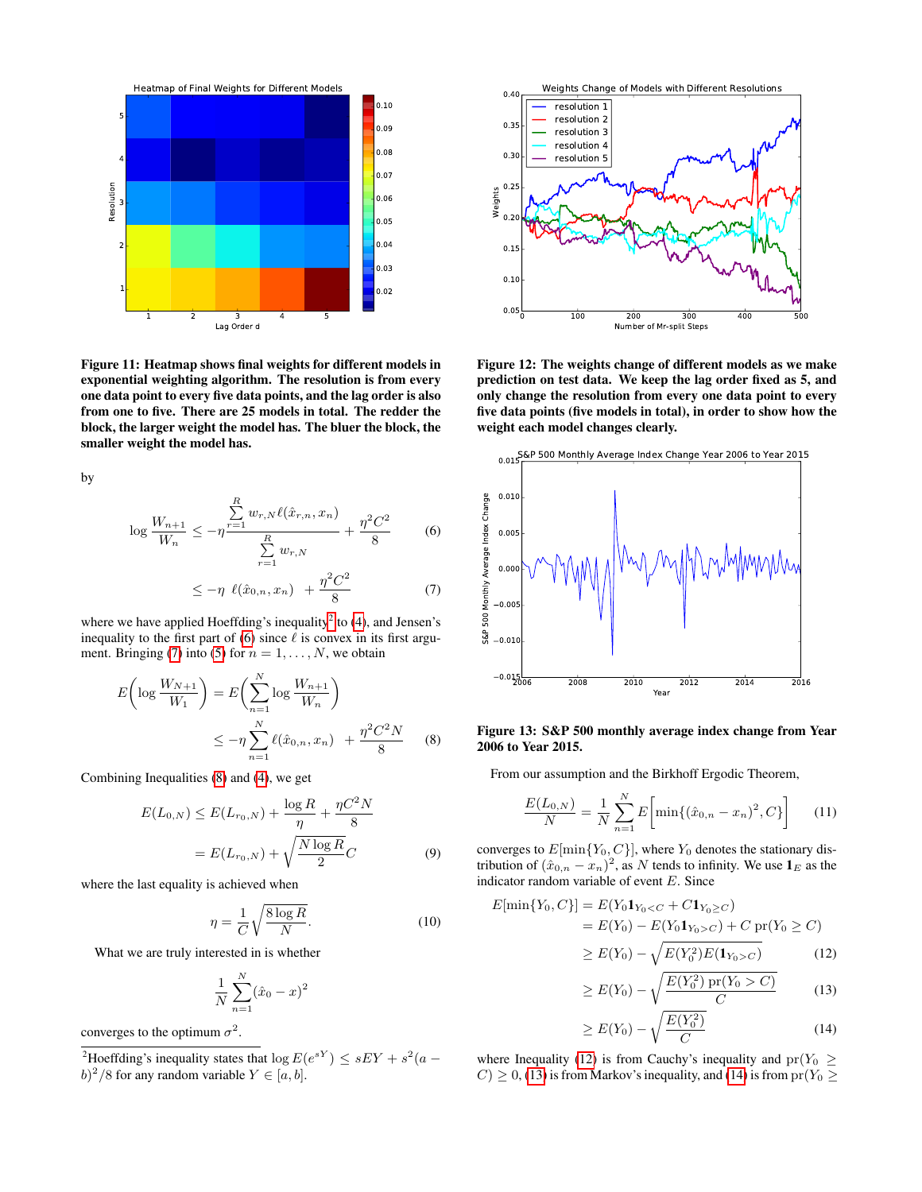**Figure 11: Heatmap shows final weights for different models in exponential weighting algorithm. The resolution is from every one data point to every five data points, and the lag order is also from one to five. There are 25 models in total. The redder the block, the larger weight the model has. The bluer the block, the smaller weight the model has.**

by

$$\log \frac{W_{n+1}}{W_n} \leq -\eta \frac{\sum_{r=1}^{R} w_{r,N} \ell(\hat{x}_{r,n}, x_n)}{\sum_{r=1}^{R} w_{r,N}} + \frac{\eta^2 C^2}{8} \tag{6}$$

$$\leq -\eta \ \ell(\hat{x}_{0,n}, x_n) \ + \frac{\eta^2 C^2}{8} \tag{7}$$

where we have applied Hoeffding's inequality[2] to (4), and Jensen's inequality to the first part of (6) since $\ell$ is convex in its first argument. Bringing (7) into (5) for $n = 1, \ldots, N$, we obtain

$$E\left(\log \frac{W_{N+1}}{W_1}\right) = E\left(\sum_{n=1}^{N} \log \frac{W_{n+1}}{W_n}\right)$$
$$\leq -\eta \sum_{n=1}^{N} \ell(\hat{x}_{0,n}, x_n) \ + \frac{\eta^2 C^2 N}{8} \tag{8}$$

Combining Inequalities (8) and (4), we get

$$E(L_{0,N}) \leq E(L_{r_0,N}) + \frac{\log R}{\eta} + \frac{\eta C^2 N}{8}$$
$$= E(L_{r_0,N}) + \sqrt{\frac{N \log R}{2}} C \tag{9}$$

where the last equality is achieved when

$$\eta = \frac{1}{C} \sqrt{\frac{8 \log R}{N}}. \tag{10}$$

What we are truly interested in is whether

$$\frac{1}{N} \sum_{n=1}^{N} (\hat{x}_0 - x)^2$$

converges to the optimum $\sigma^2$.

[2] Hoeffding's inequality states that $\log E(e^{sY}) \leq sEY + s^2(a-b)^2/8$ for any random variable $Y \in [a, b]$.

**Figure 12: The weights change of different models as we make prediction on test data. We keep the lag order fixed as 5, and only change the resolution from every one data point to every five data points (five models in total), in order to show how the weight each model changes clearly.**

**Figure 13: S&P 500 monthly average index change from Year 2006 to Year 2015.**

From our assumption and the Birkhoff Ergodic Theorem,

$$\frac{E(L_{0,N})}{N} = \frac{1}{N} \sum_{n=1}^{N} E\left[\min\{(\hat{x}_{0,n} - x_n)^2, C\}\right] \tag{11}$$

converges to $E[\min\{Y_0, C\}]$, where $Y_0$ denotes the stationary distribution of $(\hat{x}_{0,n} - x_n)^2$, as $N$ tends to infinity. We use $\mathbf{1}_E$ as the indicator random variable of event $E$. Since

$$E[\min\{Y_0, C\}] = E(Y_0 \mathbf{1}_{Y_0 < C} + C \mathbf{1}_{Y_0 \geq C})$$
$$= E(Y_0) - E(Y_0 \mathbf{1}_{Y_0 > C}) + C \ \mathrm{pr}(Y_0 \geq C)$$
$$\geq E(Y_0) - \sqrt{E(Y_0^2) E(\mathbf{1}_{Y_0 > C})} \tag{12}$$
$$\geq E(Y_0) - \sqrt{\frac{E(Y_0^2) \ \mathrm{pr}(Y_0 > C)}{C}} \tag{13}$$
$$\geq E(Y_0) - \sqrt{\frac{E(Y_0^2)}{C}} \tag{14}$$

where Inequality (12) is from Cauchy's inequality and $\mathrm{pr}(Y_0 \geq C) \geq 0$, (13) is from Markov's inequality, and (14) is from $\mathrm{pr}(Y_0 \geq$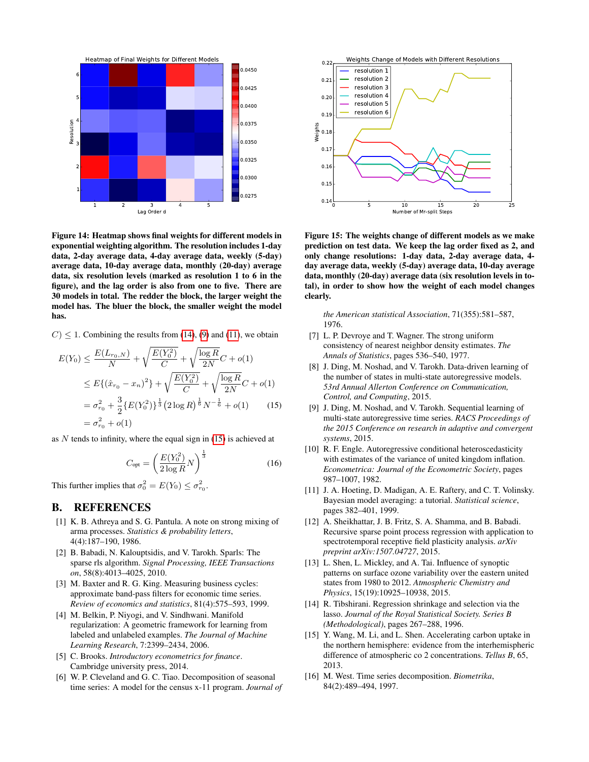Heatmap of Final Weights for Different Models

6
5
4
3
2
1
Resolution

1 2 3 4 5
Lag Order d

0.0450
0.0425
0.0400
0.0375
0.0350
0.0325
0.0300
0.0275

**Figure 14: Heatmap shows final weights for different models in exponential weighting algorithm. The resolution includes 1-day data, 2-day average data, 4-day average data, weekly (5-day) average data, 10-day average data, monthly (20-day) average data, six resolution levels (marked as resolution 1 to 6 in the figure), and the lag order is also from one to five. There are 30 models in total. The redder the block, the larger weight the model has. The bluer the block, the smaller weight the model has.**

Weights Change of Models with Different Resolutions

resolution 1
resolution 2
resolution 3
resolution 4
resolution 5
resolution 6

Weights
0.22
0.21
0.20
0.19
0.18
0.17
0.16
0.15
0.14

0 5 10 15 20 25
Number of Mr-split Steps

**Figure 15: The weights change of different models as we make prediction on test data. We keep the lag order fixed as 2, and only change resolutions: 1-day data, 2-day average data, 4-day average data, weekly (5-day) average data, 10-day average data, monthly (20-day) average data (six resolution levels in total), in order to show how the weight of each model changes clearly.**

$C) \leq 1$. Combining the results from (14), (9) and (11), we obtain

$$
\begin{aligned}
E(Y_0) &\leq \frac{E(L_{r_0,N})}{N} + \sqrt{\frac{E(Y_0^2)}{C}} + \sqrt{\frac{\log R}{2N}}C + o(1) \\
&\leq E\{(\hat{x}_{r_0} - x_n)^2\} + \sqrt{\frac{E(Y_0^2)}{C}} + \sqrt{\frac{\log R}{2N}}C + o(1) \\
&= \sigma_{r_0}^2 + \frac{3}{2}\{E(Y_0^2)\}^{\frac{1}{3}} (2 \log R)^{\frac{1}{6}} N^{-\frac{1}{6}} + o(1) \qquad (15) \\
&= \sigma_{r_0}^2 + o(1)
\end{aligned}
$$

as $N$ tends to infinity, where the equal sign in (15) is achieved at

$$
C_{\text{opt}} = \left( \frac{E(Y_0^2)}{2 \log R} N \right)^{\frac{1}{3}} \qquad (16)
$$

This further implies that $\sigma_0^2 = E(Y_0) \leq \sigma_{r_0}^2$.

## B. REFERENCES

[1] K. B. Athreya and S. G. Pantula. A note on strong mixing of arma processes. *Statistics & probability letters*, 4(4):187–190, 1986.

[2] B. Babadi, N. Kalouptsidis, and V. Tarokh. Sparls: The sparse rls algorithm. *Signal Processing, IEEE Transactions on*, 58(8):4013–4025, 2010.

[3] M. Baxter and R. G. King. Measuring business cycles: approximate band-pass filters for economic time series. *Review of economics and statistics*, 81(4):575–593, 1999.

[4] M. Belkin, P. Niyogi, and V. Sindhwani. Manifold regularization: A geometric framework for learning from labeled and unlabeled examples. *The Journal of Machine Learning Research*, 7:2399–2434, 2006.

[5] C. Brooks. *Introductory econometrics for finance*. Cambridge university press, 2014.

[6] W. P. Cleveland and G. C. Tiao. Decomposition of seasonal time series: A model for the census x-11 program. *Journal of the American statistical Association*, 71(355):581–587, 1976.

[7] L. P. Devroye and T. Wagner. The strong uniform consistency of nearest neighbor density estimates. *The Annals of Statistics*, pages 536–540, 1977.

[8] J. Ding, M. Noshad, and V. Tarokh. Data-driven learning of the number of states in multi-state autoregressive models. *53rd Annual Allerton Conference on Communication, Control, and Computing*, 2015.

[9] J. Ding, M. Noshad, and V. Tarokh. Sequential learning of multi-state autoregressive time series. *RACS Proceedings of the 2015 Conference on research in adaptive and convergent systems*, 2015.

[10] R. F. Engle. Autoregressive conditional heteroscedasticity with estimates of the variance of united kingdom inflation. *Econometrica: Journal of the Econometric Society*, pages 987–1007, 1982.

[11] J. A. Hoeting, D. Madigan, A. E. Raftery, and C. T. Volinsky. Bayesian model averaging: a tutorial. *Statistical science*, pages 382–401, 1999.

[12] A. Sheikhattar, J. B. Fritz, S. A. Shamma, and B. Babadi. Recursive sparse point process regression with application to spectrotemporal receptive field plasticity analysis. *arXiv preprint arXiv:1507.04727*, 2015.

[13] L. Shen, L. Mickley, and A. Tai. Influence of synoptic patterns on surface ozone variability over the eastern united states from 1980 to 2012. *Atmospheric Chemistry and Physics*, 15(19):10925–10938, 2015.

[14] R. Tibshirani. Regression shrinkage and selection via the lasso. *Journal of the Royal Statistical Society. Series B (Methodological)*, pages 267–288, 1996.

[15] Y. Wang, M. Li, and L. Shen. Accelerating carbon uptake in the northern hemisphere: evidence from the interhemispheric difference of atmospheric co 2 concentrations. *Tellus B*, 65, 2013.

[16] M. West. Time series decomposition. *Biometrika*, 84(2):489–494, 1997.